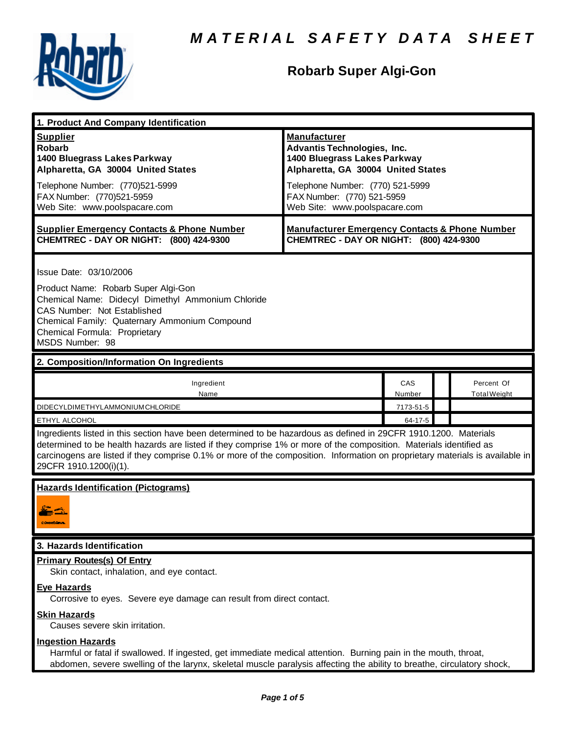# MATERIAL SAFETY DATA SHEET

## Robarb Super Algi-Gon

### 1. Product And Company Identification

| **Supplier** | **Manufacturer** |
|---|---|
| **Robarb**<br>**1400 Bluegrass Lakes Parkway**<br>**Alpharetta, GA 30004 United States** | **Advantis Technologies, Inc.**<br>**1400 Bluegrass Lakes Parkway**<br>**Alpharetta, GA 30004 United States** |
| Telephone Number: (770)521-5999<br>FAX Number: (770)521-5959<br>Web Site: www.poolspacare.com | Telephone Number: (770) 521-5999<br>FAX Number: (770) 521-5959<br>Web Site: www.poolspacare.com |
| **Supplier Emergency Contacts & Phone Number**<br>**CHEMTREC - DAY OR NIGHT: (800) 424-9300** | **Manufacturer Emergency Contacts & Phone Number**<br>**CHEMTREC - DAY OR NIGHT: (800) 424-9300** |

Issue Date: 03/10/2006

Product Name: Robarb Super Algi-Gon
Chemical Name: Didecyl Dimethyl Ammonium Chloride
CAS Number: Not Established
Chemical Family: Quaternary Ammonium Compound
Chemical Formula: Proprietary
MSDS Number: 98

### 2. Composition/Information On Ingredients

| Ingredient Name | CAS Number | | Percent Of Total Weight |
|---|---|---|---|
| DIDECYLDIMETHYLAMMONIUM CHLORIDE | 7173-51-5 | | |
| ETHYL ALCOHOL | 64-17-5 | | |

Ingredients listed in this section have been determined to be hazardous as defined in 29CFR 1910.1200. Materials determined to be health hazards are listed if they comprise 1% or more of the composition. Materials identified as carcinogens are listed if they comprise 0.1% or more of the composition. Information on proprietary materials is available in 29CFR 1910.1200(i)(1).

**Hazards Identification (Pictograms)**

### 3. Hazards Identification

**Primary Routes(s) Of Entry**

Skin contact, inhalation, and eye contact.

**Eye Hazards**

Corrosive to eyes. Severe eye damage can result from direct contact.

**Skin Hazards**

Causes severe skin irritation.

**Ingestion Hazards**

Harmful or fatal if swallowed. If ingested, get immediate medical attention. Burning pain in the mouth, throat, abdomen, severe swelling of the larynx, skeletal muscle paralysis affecting the ability to breathe, circulatory shock,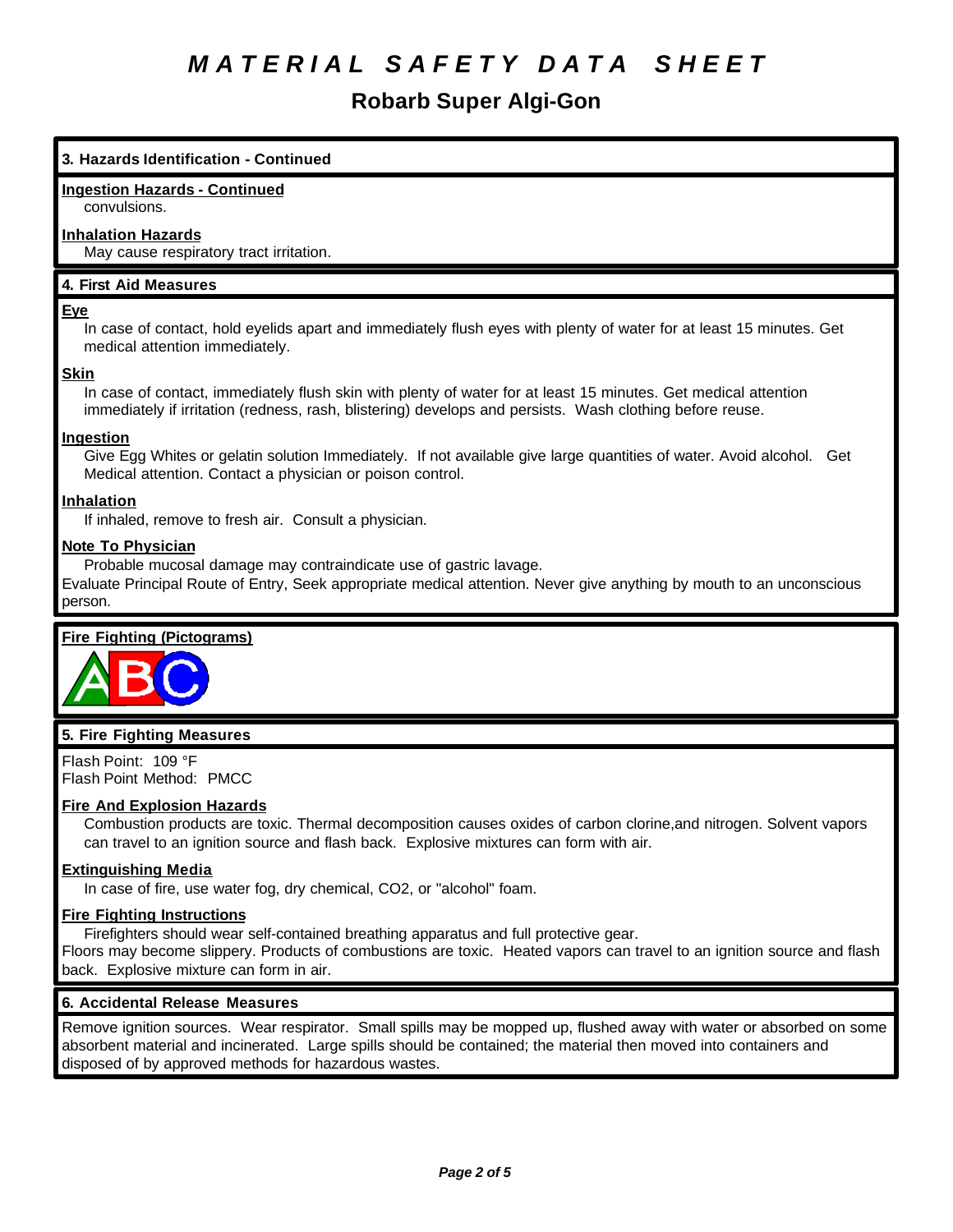# MATERIAL SAFETY DATA SHEET

## Robarb Super Algi-Gon

### 3. Hazards Identification - Continued

**Ingestion Hazards - Continued**

convulsions.

**Inhalation Hazards**

May cause respiratory tract irritation.

### 4. First Aid Measures

**Eye**

In case of contact, hold eyelids apart and immediately flush eyes with plenty of water for at least 15 minutes. Get medical attention immediately.

**Skin**

In case of contact, immediately flush skin with plenty of water for at least 15 minutes. Get medical attention immediately if irritation (redness, rash, blistering) develops and persists. Wash clothing before reuse.

**Ingestion**

Give Egg Whites or gelatin solution Immediately. If not available give large quantities of water. Avoid alcohol. Get Medical attention. Contact a physician or poison control.

**Inhalation**

If inhaled, remove to fresh air. Consult a physician.

**Note To Physician**

Probable mucosal damage may contraindicate use of gastric lavage.

Evaluate Principal Route of Entry, Seek appropriate medical attention. Never give anything by mouth to an unconscious person.

**Fire Fighting (Pictograms)**

ABC

### 5. Fire Fighting Measures

Flash Point: 109 °F

Flash Point Method: PMCC

**Fire And Explosion Hazards**

Combustion products are toxic. Thermal decomposition causes oxides of carbon clorine,and nitrogen. Solvent vapors can travel to an ignition source and flash back. Explosive mixtures can form with air.

**Extinguishing Media**

In case of fire, use water fog, dry chemical, $CO_2$, or "alcohol" foam.

**Fire Fighting Instructions**

Firefighters should wear self-contained breathing apparatus and full protective gear.

Floors may become slippery. Products of combustions are toxic. Heated vapors can travel to an ignition source and flash back. Explosive mixture can form in air.

### 6. Accidental Release Measures

Remove ignition sources. Wear respirator. Small spills may be mopped up, flushed away with water or absorbed on some absorbent material and incinerated. Large spills should be contained; the material then moved into containers and disposed of by approved methods for hazardous wastes.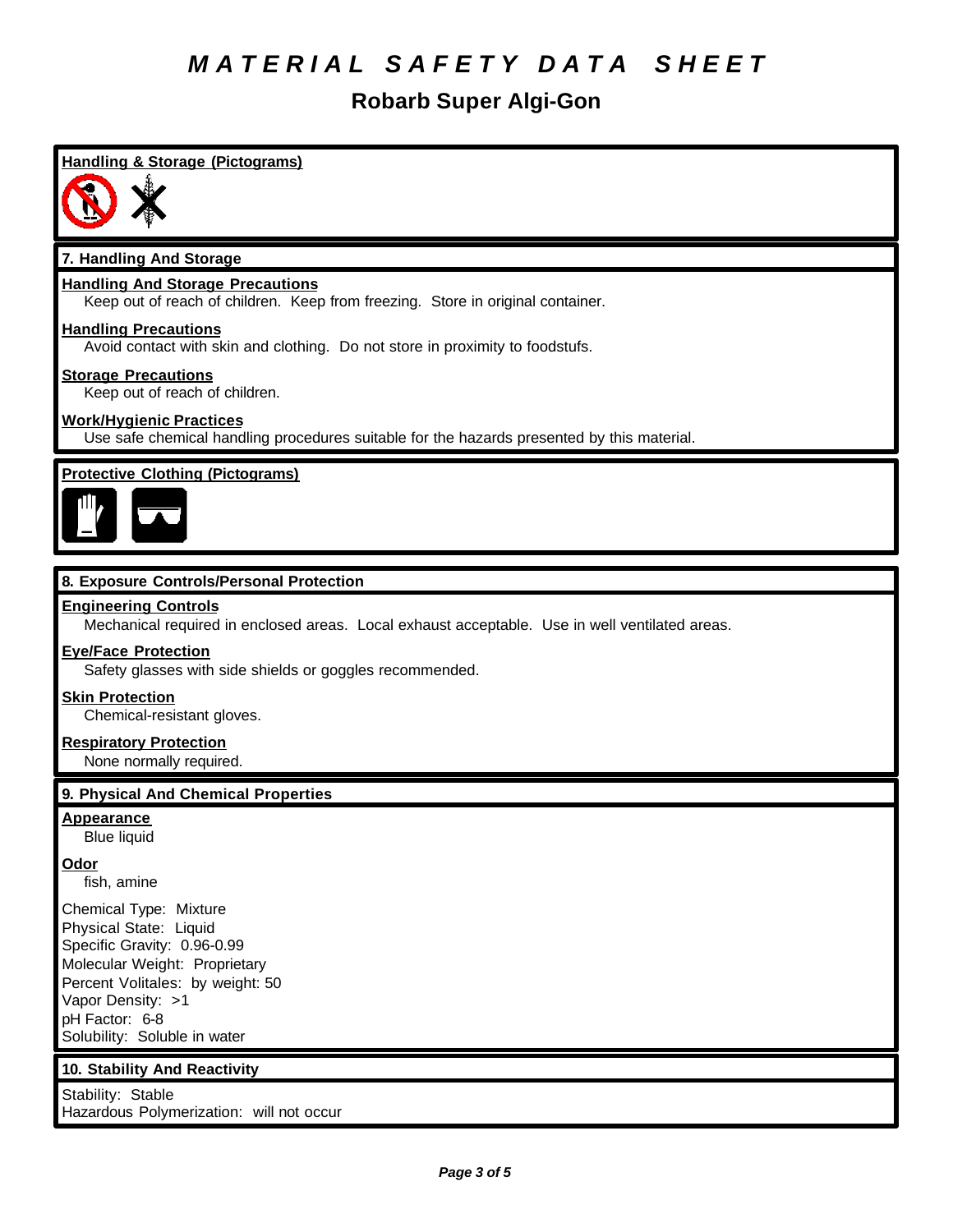# MATERIAL SAFETY DATA SHEET

## Robarb Super Algi-Gon

**Handling & Storage (Pictograms)**

### 7. Handling And Storage

**Handling And Storage Precautions**
Keep out of reach of children. Keep from freezing. Store in original container.

**Handling Precautions**
Avoid contact with skin and clothing. Do not store in proximity to foodstufs.

**Storage Precautions**
Keep out of reach of children.

**Work/Hygienic Practices**
Use safe chemical handling procedures suitable for the hazards presented by this material.

**Protective Clothing (Pictograms)**

### 8. Exposure Controls/Personal Protection

**Engineering Controls**
Mechanical required in enclosed areas. Local exhaust acceptable. Use in well ventilated areas.

**Eye/Face Protection**
Safety glasses with side shields or goggles recommended.

**Skin Protection**
Chemical-resistant gloves.

**Respiratory Protection**
None normally required.

### 9. Physical And Chemical Properties

**Appearance**
Blue liquid

**Odor**
fish, amine

Chemical Type: Mixture
Physical State: Liquid
Specific Gravity: 0.96-0.99
Molecular Weight: Proprietary
Percent Volitales: by weight: 50
Vapor Density: >1
pH Factor: 6-8
Solubility: Soluble in water

### 10. Stability And Reactivity

Stability: Stable
Hazardous Polymerization: will not occur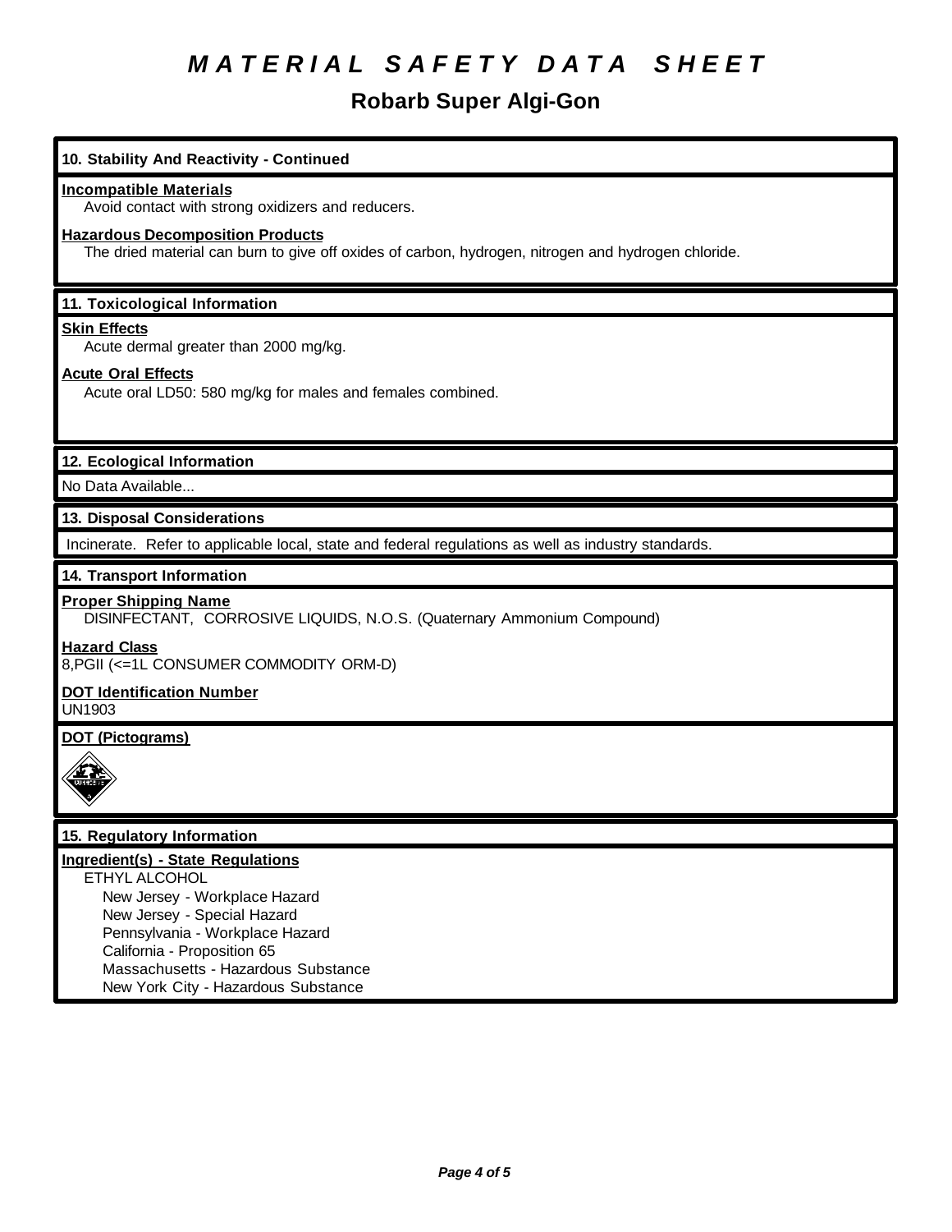# MATERIAL SAFETY DATA SHEET

## Robarb Super Algi-Gon

### 10. Stability And Reactivity - Continued

**Incompatible Materials**

Avoid contact with strong oxidizers and reducers.

**Hazardous Decomposition Products**

The dried material can burn to give off oxides of carbon, hydrogen, nitrogen and hydrogen chloride.

### 11. Toxicological Information

**Skin Effects**

Acute dermal greater than 2000 mg/kg.

**Acute Oral Effects**

Acute oral LD50: 580 mg/kg for males and females combined.

### 12. Ecological Information

No Data Available...

### 13. Disposal Considerations

Incinerate. Refer to applicable local, state and federal regulations as well as industry standards.

### 14. Transport Information

**Proper Shipping Name**

DISINFECTANT, CORROSIVE LIQUIDS, N.O.S. (Quaternary Ammonium Compound)

**Hazard Class**

8,PGII (<=1L CONSUMER COMMODITY ORM-D)

**DOT Identification Number**

UN1903

**DOT (Pictograms)**

### 15. Regulatory Information

**Ingredient(s) - State Regulations**

ETHYL ALCOHOL
- New Jersey - Workplace Hazard
- New Jersey - Special Hazard
- Pennsylvania - Workplace Hazard
- California - Proposition 65
- Massachusetts - Hazardous Substance
- New York City - Hazardous Substance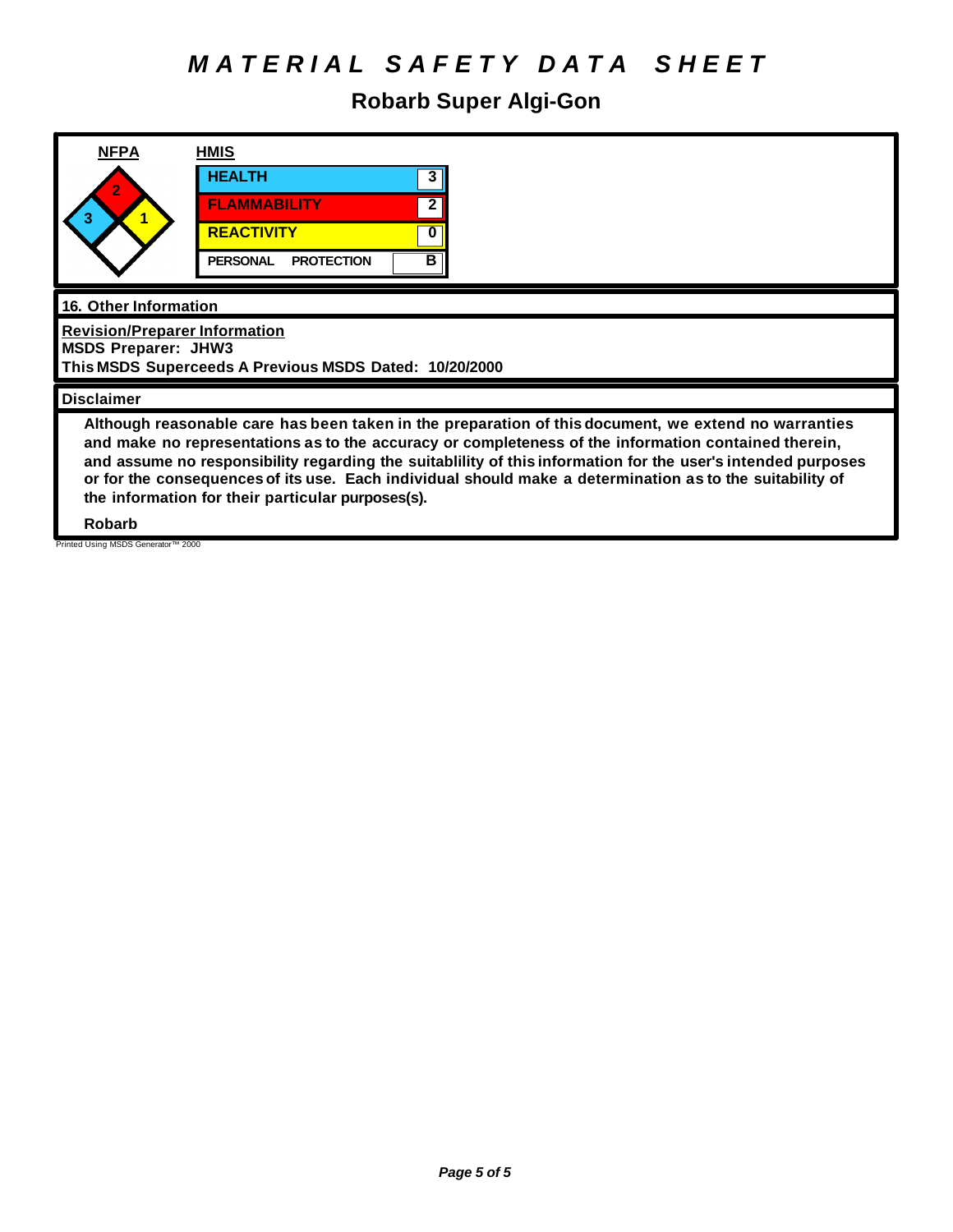# MATERIAL SAFETY DATA SHEET

## Robarb Super Algi-Gon

**NFPA**

2

3 1

**HMIS**

| | |
|---|---|
| HEALTH | 3 |
| FLAMMABILITY | 2 |
| REACTIVITY | 0 |
| PERSONAL PROTECTION | B |

### 16. Other Information

**Revision/Preparer Information**

**MSDS Preparer: JHW3**

**This MSDS Superceeds A Previous MSDS Dated: 10/20/2000**

### Disclaimer

**Although reasonable care has been taken in the preparation of this document, we extend no warranties and make no representations as to the accuracy or completeness of the information contained therein, and assume no responsibility regarding the suitablility of this information for the user's intended purposes or for the consequences of its use. Each individual should make a determination as to the suitability of the information for their particular purposes(s).**

**Robarb**

Printed Using MSDS Generator™ 2000